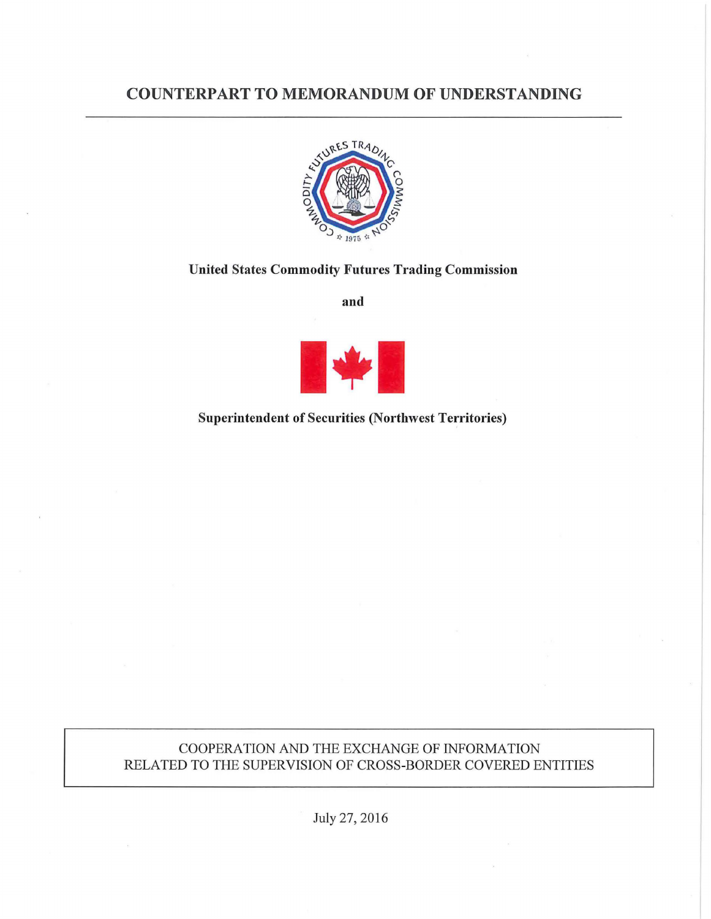# COUNTERPART TO MEMORANDUM OF UNDERSTANDING

**United States Commodity Futures Trading Commission**

**and**

**Superintendent of Securities (Northwest Territories)**

COOPERATION AND THE EXCHANGE OF INFORMATION
RELATED TO THE SUPERVISION OF CROSS-BORDER COVERED ENTITIES

July 27, 2016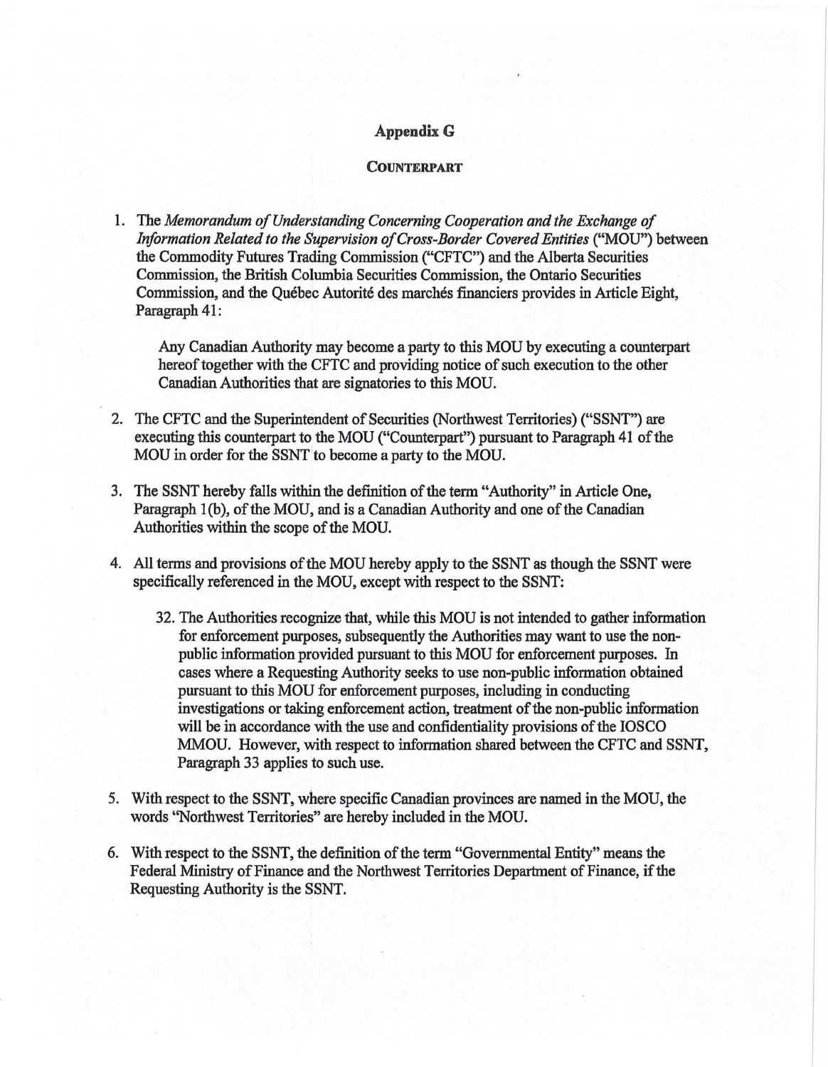## Appendix G

### COUNTERPART

1. The *Memorandum of Understanding Concerning Cooperation and the Exchange of Information Related to the Supervision of Cross-Border Covered Entities* ("MOU") between the Commodity Futures Trading Commission ("CFTC") and the Alberta Securities Commission, the British Columbia Securities Commission, the Ontario Securities Commission, and the Québec Autorité des marchés financiers provides in Article Eight, Paragraph 41:

   Any Canadian Authority may become a party to this MOU by executing a counterpart hereof together with the CFTC and providing notice of such execution to the other Canadian Authorities that are signatories to this MOU.

2. The CFTC and the Superintendent of Securities (Northwest Territories) ("SSNT") are executing this counterpart to the MOU ("Counterpart") pursuant to Paragraph 41 of the MOU in order for the SSNT to become a party to the MOU.

3. The SSNT hereby falls within the definition of the term "Authority" in Article One, Paragraph 1(b), of the MOU, and is a Canadian Authority and one of the Canadian Authorities within the scope of the MOU.

4. All terms and provisions of the MOU hereby apply to the SSNT as though the SSNT were specifically referenced in the MOU, except with respect to the SSNT:

   32. The Authorities recognize that, while this MOU is not intended to gather information for enforcement purposes, subsequently the Authorities may want to use the non-public information provided pursuant to this MOU for enforcement purposes. In cases where a Requesting Authority seeks to use non-public information obtained pursuant to this MOU for enforcement purposes, including in conducting investigations or taking enforcement action, treatment of the non-public information will be in accordance with the use and confidentiality provisions of the IOSCO MMOU. However, with respect to information shared between the CFTC and SSNT, Paragraph 33 applies to such use.

5. With respect to the SSNT, where specific Canadian provinces are named in the MOU, the words "Northwest Territories" are hereby included in the MOU.

6. With respect to the SSNT, the definition of the term "Governmental Entity" means the Federal Ministry of Finance and the Northwest Territories Department of Finance, if the Requesting Authority is the SSNT.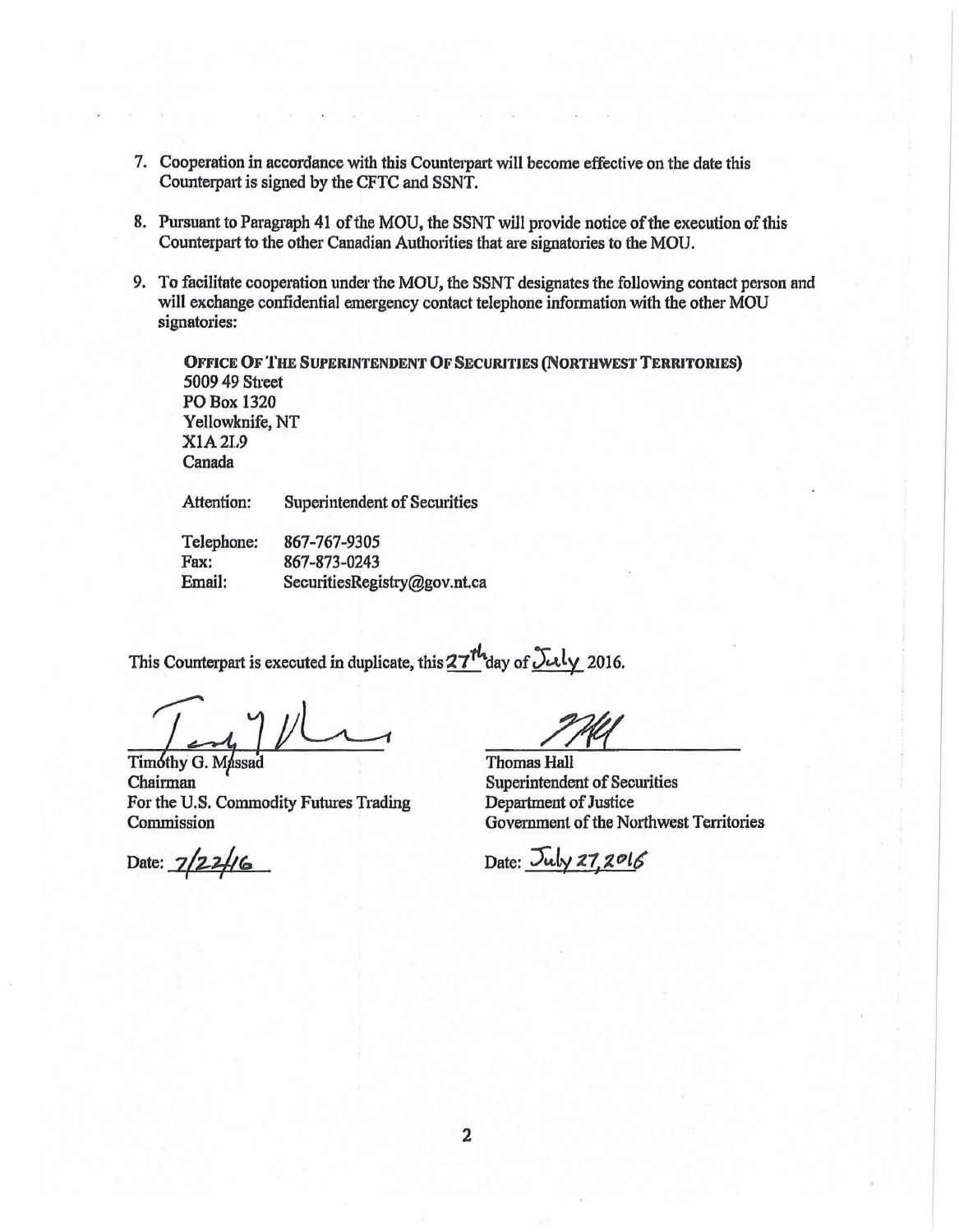7. Cooperation in accordance with this Counterpart will become effective on the date this Counterpart is signed by the CFTC and SSNT.

8. Pursuant to Paragraph 41 of the MOU, the SSNT will provide notice of the execution of this Counterpart to the other Canadian Authorities that are signatories to the MOU.

9. To facilitate cooperation under the MOU, the SSNT designates the following contact person and will exchange confidential emergency contact telephone information with the other MOU signatories:

   **OFFICE OF THE SUPERINTENDENT OF SECURITIES (NORTHWEST TERRITORIES)**
   5009 49 Street
   PO Box 1320
   Yellowknife, NT
   X1A 2L9
   Canada

   Attention: Superintendent of Securities

   Telephone: 867-767-9305
   Fax: 867-873-0243
   Email: SecuritiesRegistry@gov.nt.ca

This Counterpart is executed in duplicate, this 27th day of July 2016.

Timothy G. Massad
Chairman
For the U.S. Commodity Futures Trading Commission

Date: 7/22/16

Thomas Hall
Superintendent of Securities
Department of Justice
Government of the Northwest Territories

Date: July 27, 2016